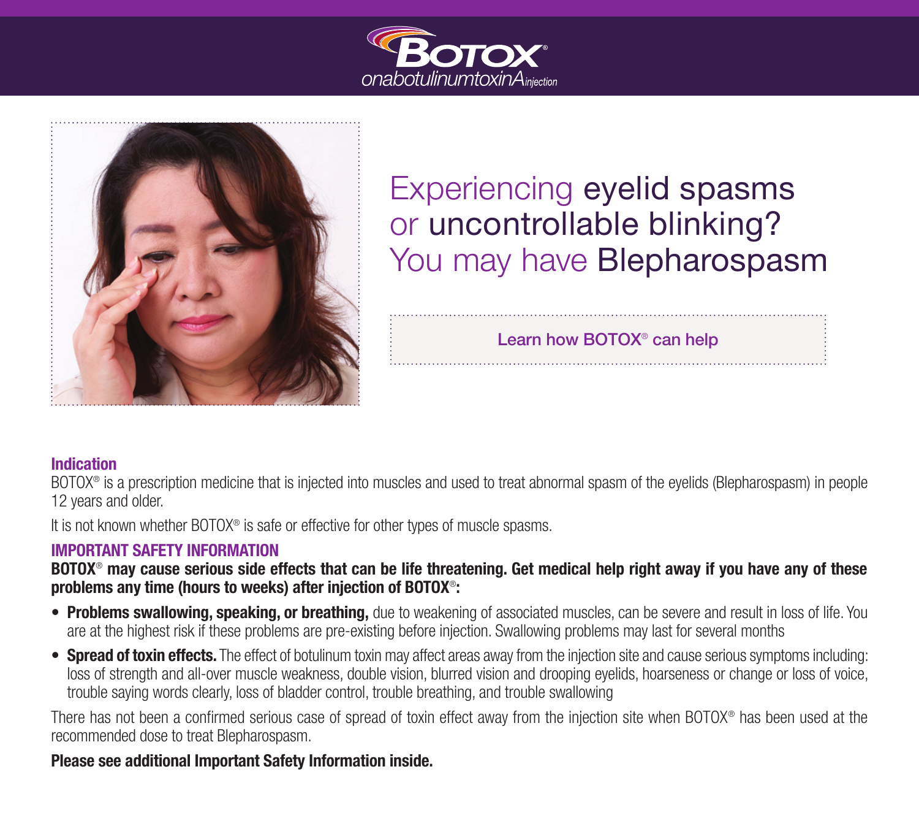# BOTOX® onabotulinumtoxinA injection

## Experiencing eyelid spasms or uncontrollable blinking? You may have Blepharospasm

Learn how BOTOX® can help

### Indication

BOTOX® is a prescription medicine that is injected into muscles and used to treat abnormal spasm of the eyelids (Blepharospasm) in people 12 years and older.

It is not known whether BOTOX® is safe or effective for other types of muscle spasms.

### IMPORTANT SAFETY INFORMATION

**BOTOX® may cause serious side effects that can be life threatening. Get medical help right away if you have any of these problems any time (hours to weeks) after injection of BOTOX®:**

- **Problems swallowing, speaking, or breathing,** due to weakening of associated muscles, can be severe and result in loss of life. You are at the highest risk if these problems are pre-existing before injection. Swallowing problems may last for several months
- **Spread of toxin effects.** The effect of botulinum toxin may affect areas away from the injection site and cause serious symptoms including: loss of strength and all-over muscle weakness, double vision, blurred vision and drooping eyelids, hoarseness or change or loss of voice, trouble saying words clearly, loss of bladder control, trouble breathing, and trouble swallowing

There has not been a confirmed serious case of spread of toxin effect away from the injection site when BOTOX® has been used at the recommended dose to treat Blepharospasm.

**Please see additional Important Safety Information inside.**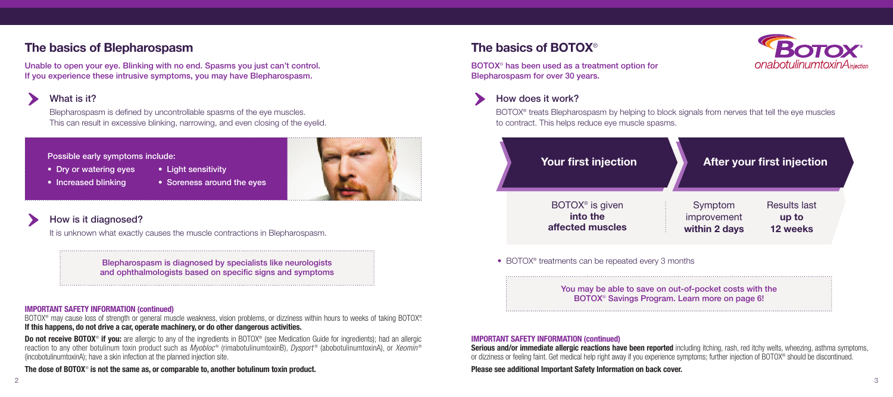## The basics of Blepharospasm

**Unable to open your eye. Blinking with no end. Spasms you just can't control. If you experience these intrusive symptoms, you may have Blepharospasm.**

### What is it?

Blepharospasm is defined by uncontrollable spasms of the eye muscles. This can result in excessive blinking, narrowing, and even closing of the eyelid.

**Possible early symptoms include:**

- Dry or watering eyes
- Increased blinking
- Light sensitivity
- Soreness around the eyes

### How is it diagnosed?

It is unknown what exactly causes the muscle contractions in Blepharospasm.

**Blepharospasm is diagnosed by specialists like neurologists and ophthalmologists based on specific signs and symptoms**

#### IMPORTANT SAFETY INFORMATION (continued)

BOTOX® may cause loss of strength or general muscle weakness, vision problems, or dizziness within hours to weeks of taking BOTOX®. **If this happens, do not drive a car, operate machinery, or do other dangerous activities.**

**Do not receive BOTOX® if you:** are allergic to any of the ingredients in BOTOX® (see Medication Guide for ingredients); had an allergic reaction to any other botulinum toxin product such as *Myobloc®* (rimabotulinumtoxinB), *Dysport®* (abobotulinumtoxinA), or *Xeomin®* (incobotulinumtoxinA); have a skin infection at the planned injection site.

**The dose of BOTOX® is not the same as, or comparable to, another botulinum toxin product.**

## The basics of BOTOX®

**BOTOX® has been used as a treatment option for Blepharospasm for over 30 years.**

### How does it work?

BOTOX® treats Blepharospasm by helping to block signals from nerves that tell the eye muscles to contract. This helps reduce eye muscle spasms.

| Your first injection | After your first injection | |
|---|---|---|
| BOTOX® is given **into the affected muscles** | Symptom improvement **within 2 days** | Results last **up to 12 weeks** |

- BOTOX® treatments can be repeated every 3 months

**You may be able to save on out-of-pocket costs with the BOTOX® Savings Program. Learn more on page 6!**

#### IMPORTANT SAFETY INFORMATION (continued)

**Serious and/or immediate allergic reactions have been reported** including itching, rash, red itchy welts, wheezing, asthma symptoms, or dizziness or feeling faint. Get medical help right away if you experience symptoms; further injection of BOTOX® should be discontinued.

**Please see additional Important Safety Information on back cover.**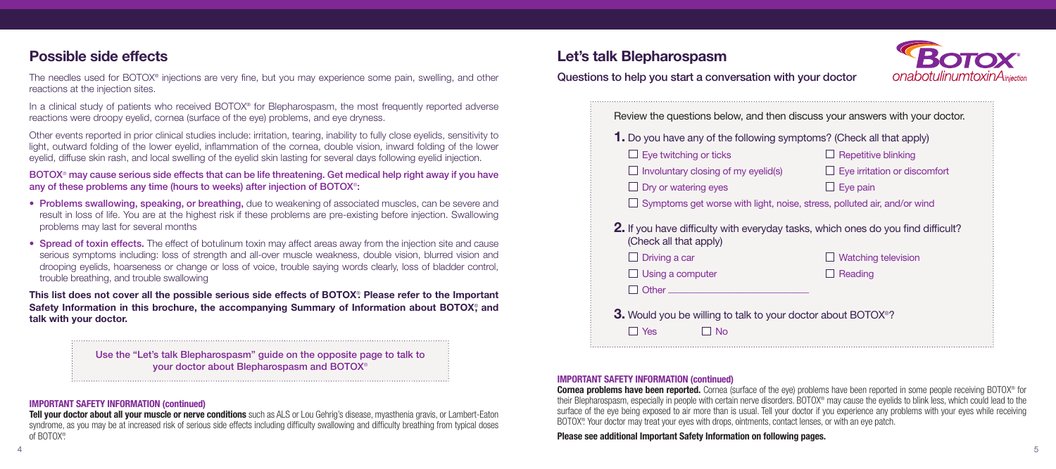## Possible side effects

The needles used for BOTOX® injections are very fine, but you may experience some pain, swelling, and other reactions at the injection sites.

In a clinical study of patients who received BOTOX® for Blepharospasm, the most frequently reported adverse reactions were droopy eyelid, cornea (surface of the eye) problems, and eye dryness.

Other events reported in prior clinical studies include: irritation, tearing, inability to fully close eyelids, sensitivity to light, outward folding of the lower eyelid, inflammation of the cornea, double vision, inward folding of the lower eyelid, diffuse skin rash, and local swelling of the eyelid skin lasting for several days following eyelid injection.

**BOTOX® may cause serious side effects that can be life threatening. Get medical help right away if you have any of these problems any time (hours to weeks) after injection of BOTOX®:**

- **Problems swallowing, speaking, or breathing,** due to weakening of associated muscles, can be severe and result in loss of life. You are at the highest risk if these problems are pre-existing before injection. Swallowing problems may last for several months
- **Spread of toxin effects.** The effect of botulinum toxin may affect areas away from the injection site and cause serious symptoms including: loss of strength and all-over muscle weakness, double vision, blurred vision and drooping eyelids, hoarseness or change or loss of voice, trouble saying words clearly, loss of bladder control, trouble breathing, and trouble swallowing

**This list does not cover all the possible serious side effects of BOTOX®. Please refer to the Important Safety Information in this brochure, the accompanying Summary of Information about BOTOX®, and talk with your doctor.**

Use the "Let's talk Blepharospasm" guide on the opposite page to talk to your doctor about Blepharospasm and BOTOX®

**IMPORTANT SAFETY INFORMATION (continued)**

**Tell your doctor about all your muscle or nerve conditions** such as ALS or Lou Gehrig's disease, myasthenia gravis, or Lambert-Eaton syndrome, as you may be at increased risk of serious side effects including difficulty swallowing and difficulty breathing from typical doses of BOTOX®.

## Let's talk Blepharospasm

BOTOX® onabotulinumtoxinA injection

### Questions to help you start a conversation with your doctor

Review the questions below, and then discuss your answers with your doctor.

**1.** Do you have any of the following symptoms? (Check all that apply)

- ☐ Eye twitching or ticks
- ☐ Repetitive blinking
- ☐ Involuntary closing of my eyelid(s)
- ☐ Eye irritation or discomfort
- ☐ Dry or watering eyes
- ☐ Eye pain
- ☐ Symptoms get worse with light, noise, stress, polluted air, and/or wind

**2.** If you have difficulty with everyday tasks, which ones do you find difficult? (Check all that apply)

- ☐ Driving a car
- ☐ Watching television
- ☐ Using a computer
- ☐ Reading
- ☐ Other ______________________

**3.** Would you be willing to talk to your doctor about BOTOX®?

- ☐ Yes
- ☐ No

**IMPORTANT SAFETY INFORMATION (continued)**

**Cornea problems have been reported.** Cornea (surface of the eye) problems have been reported in some people receiving BOTOX® for their Blepharospasm, especially in people with certain nerve disorders. BOTOX® may cause the eyelids to blink less, which could lead to the surface of the eye being exposed to air more than is usual. Tell your doctor if you experience any problems with your eyes while receiving BOTOX®. Your doctor may treat your eyes with drops, ointments, contact lenses, or with an eye patch.

**Please see additional Important Safety Information on following pages.**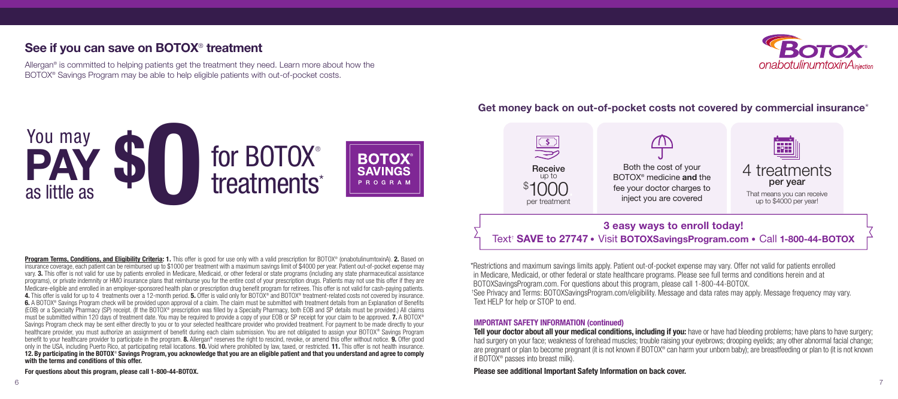## See if you can save on BOTOX® treatment

Allergan® is committed to helping patients get the treatment they need. Learn more about how the BOTOX® Savings Program may be able to help eligible patients with out-of-pocket costs.

# You may PAY as little as $0 for BOTOX® treatments*

**BOTOX® SAVINGS PROGRAM**

**Program Terms, Conditions, and Eligibility Criteria:** **1.** This offer is good for use only with a valid prescription for BOTOX® (onabotulinumtoxinA). **2.** Based on insurance coverage, each patient can be reimbursed up to $1000 per treatment with a maximum savings limit of $4000 per year. Patient out-of-pocket expense may vary. **3.** This offer is not valid for use by patients enrolled in Medicare, Medicaid, or other federal or state programs (including any state pharmaceutical assistance programs), or private indemnity or HMO insurance plans that reimburse you for the entire cost of your prescription drugs. Patients may not use this offer if they are Medicare-eligible and enrolled in an employer-sponsored health plan or prescription drug benefit program for retirees. This offer is not valid for cash-paying patients. **4.** This offer is valid for up to 4 treatments over a 12-month period. **5.** Offer is valid only for BOTOX® and BOTOX® treatment-related costs not covered by insurance. **6.** A BOTOX® Savings Program check will be provided upon approval of a claim. The claim must be submitted with treatment details from an Explanation of Benefits (EOB) or a Specialty Pharmacy (SP) receipt. (If the BOTOX® prescription was filled by a Specialty Pharmacy, both EOB and SP details must be provided.) All claims must be submitted within 120 days of treatment date. You may be required to provide a copy of your EOB or SP receipt for your claim to be approved. **7.** A BOTOX® Savings Program check may be sent either directly to you or to your selected healthcare provider who provided treatment. For payment to be made directly to your healthcare provider, you must authorize an assignment of benefit during each claim submission. You are not obligated to assign your BOTOX® Savings Program benefit to your healthcare provider to participate in the program. **8.** Allergan® reserves the right to rescind, revoke, or amend this offer without notice. **9.** Offer good only in the USA, including Puerto Rico, at participating retail locations. **10.** Void where prohibited by law, taxed, or restricted. **11.** This offer is not health insurance. **12. By participating in the BOTOX® Savings Program, you acknowledge that you are an eligible patient and that you understand and agree to comply with the terms and conditions of this offer.**

**For questions about this program, please call 1-800-44-BOTOX.**

### Get money back on out-of-pocket costs not covered by commercial insurance*

- **Receive** up to $1000* per treatment
- Both the cost of your BOTOX® medicine **and** the fee your doctor charges to inject you are covered
- 4 treatments **per year** — That means you can receive up to $4000 per year!

### 3 easy ways to enroll today!

Text† **SAVE to 27747** • Visit **BOTOXSavingsProgram.com** • Call **1-800-44-BOTOX**

*Restrictions and maximum savings limits apply. Patient out-of-pocket expense may vary. Offer not valid for patients enrolled in Medicare, Medicaid, or other federal or state healthcare programs. Please see full terms and conditions herein and at BOTOXSavingsProgram.com. For questions about this program, please call 1-800-44-BOTOX.

†See Privacy and Terms: BOTOXSavingsProgram.com/eligibility. Message and data rates may apply. Message frequency may vary. Text HELP for help or STOP to end.

#### IMPORTANT SAFETY INFORMATION (continued)

**Tell your doctor about all your medical conditions, including if you:** have or have had bleeding problems; have plans to have surgery; had surgery on your face; weakness of forehead muscles; trouble raising your eyebrows; drooping eyelids; any other abnormal facial change; are pregnant or plan to become pregnant (it is not known if BOTOX® can harm your unborn baby); are breastfeeding or plan to (it is not known if BOTOX® passes into breast milk).

**Please see additional Important Safety Information on back cover.**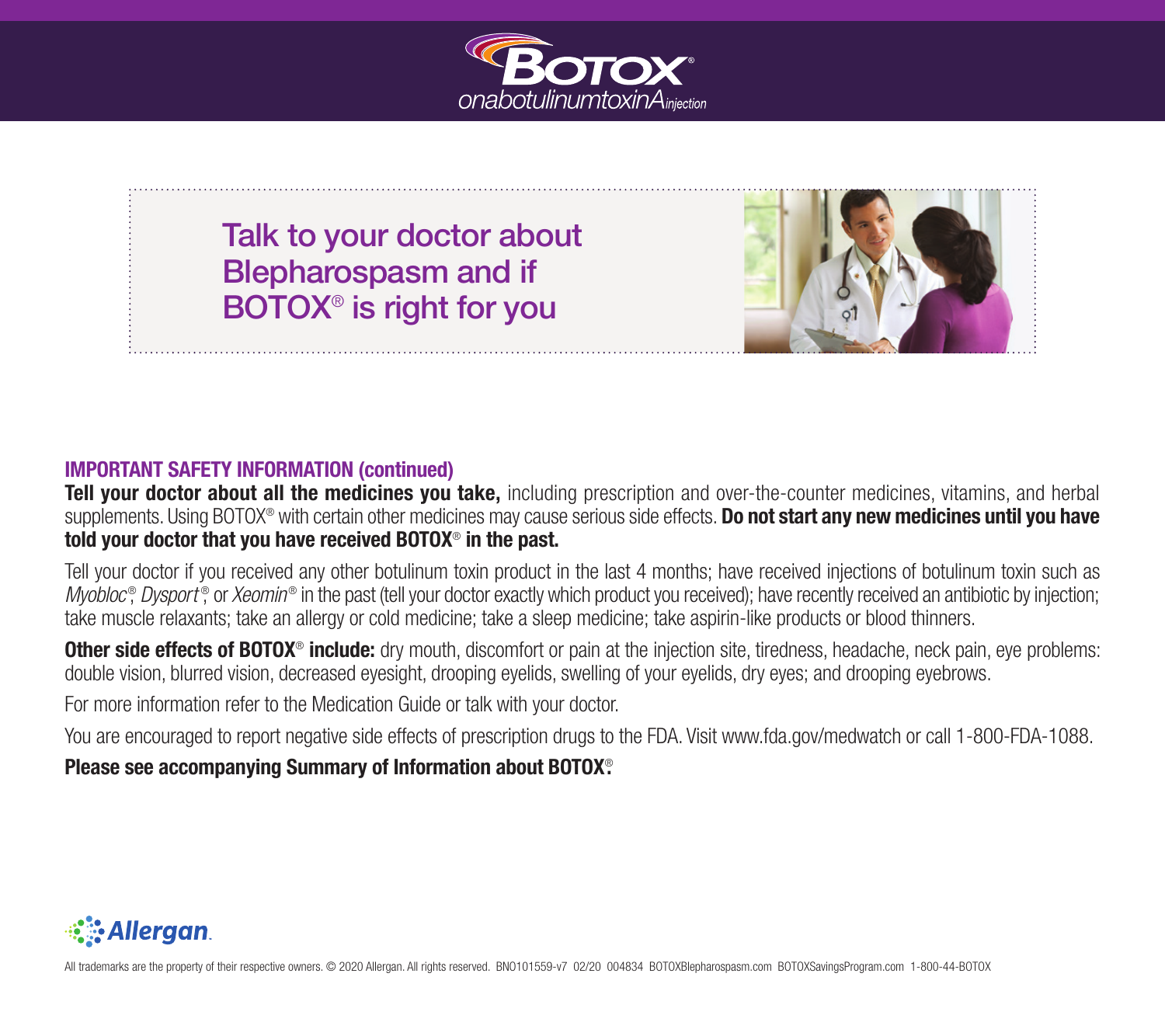# BOTOX® onabotulinumtoxinA injection

## Talk to your doctor about Blepharospasm and if BOTOX® is right for you

**IMPORTANT SAFETY INFORMATION (continued)**

**Tell your doctor about all the medicines you take,** including prescription and over-the-counter medicines, vitamins, and herbal supplements. Using BOTOX® with certain other medicines may cause serious side effects. **Do not start any new medicines until you have told your doctor that you have received BOTOX® in the past.**

Tell your doctor if you received any other botulinum toxin product in the last 4 months; have received injections of botulinum toxin such as *Myobloc*®, *Dysport*®, or *Xeomin*® in the past (tell your doctor exactly which product you received); have recently received an antibiotic by injection; take muscle relaxants; take an allergy or cold medicine; take a sleep medicine; take aspirin-like products or blood thinners.

**Other side effects of BOTOX® include:** dry mouth, discomfort or pain at the injection site, tiredness, headache, neck pain, eye problems: double vision, blurred vision, decreased eyesight, drooping eyelids, swelling of your eyelids, dry eyes; and drooping eyebrows.

For more information refer to the Medication Guide or talk with your doctor.

You are encouraged to report negative side effects of prescription drugs to the FDA. Visit www.fda.gov/medwatch or call 1-800-FDA-1088.

**Please see accompanying Summary of Information about BOTOX®.**

Allergan.

All trademarks are the property of their respective owners. © 2020 Allergan. All rights reserved. BNO101559-v7 02/20 004834 BOTOXBlepharospasm.com BOTOXSavingsProgram.com 1-800-44-BOTOX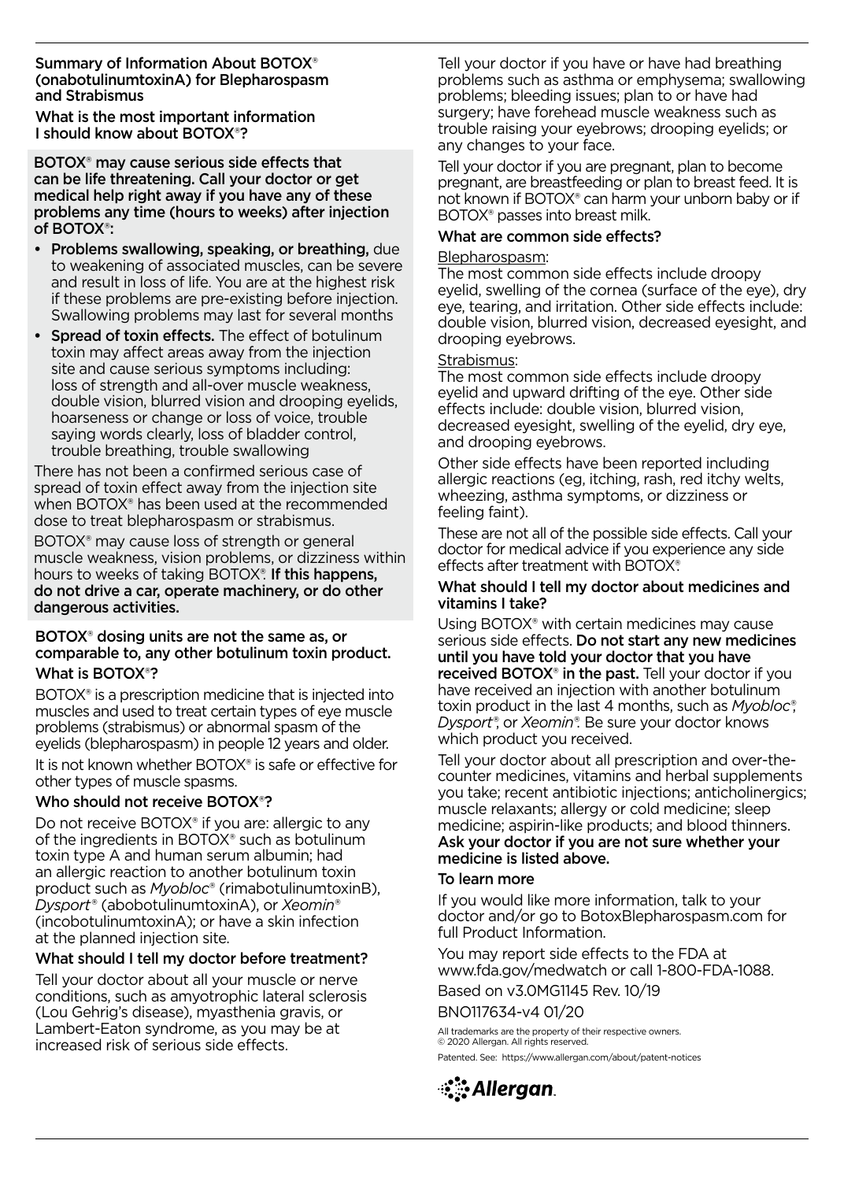## Summary of Information About BOTOX® (onabotulinumtoxinA) for Blepharospasm and Strabismus

### What is the most important information I should know about BOTOX®?

**BOTOX® may cause serious side effects that can be life threatening. Call your doctor or get medical help right away if you have any of these problems any time (hours to weeks) after injection of BOTOX®:**

- **Problems swallowing, speaking, or breathing,** due to weakening of associated muscles, can be severe and result in loss of life. You are at the highest risk if these problems are pre-existing before injection. Swallowing problems may last for several months
- **Spread of toxin effects.** The effect of botulinum toxin may affect areas away from the injection site and cause serious symptoms including: loss of strength and all-over muscle weakness, double vision, blurred vision and drooping eyelids, hoarseness or change or loss of voice, trouble saying words clearly, loss of bladder control, trouble breathing, trouble swallowing

There has not been a confirmed serious case of spread of toxin effect away from the injection site when BOTOX® has been used at the recommended dose to treat blepharospasm or strabismus.

BOTOX® may cause loss of strength or general muscle weakness, vision problems, or dizziness within hours to weeks of taking BOTOX®. **If this happens, do not drive a car, operate machinery, or do other dangerous activities.**

**BOTOX® dosing units are not the same as, or comparable to, any other botulinum toxin product.**

### What is BOTOX®?

BOTOX® is a prescription medicine that is injected into muscles and used to treat certain types of eye muscle problems (strabismus) or abnormal spasm of the eyelids (blepharospasm) in people 12 years and older.

It is not known whether BOTOX® is safe or effective for other types of muscle spasms.

### Who should not receive BOTOX®?

Do not receive BOTOX® if you are: allergic to any of the ingredients in BOTOX® such as botulinum toxin type A and human serum albumin; had an allergic reaction to another botulinum toxin product such as *Myobloc®* (rimabotulinumtoxinB), *Dysport®* (abobotulinumtoxinA), or *Xeomin®* (incobotulinumtoxinA); or have a skin infection at the planned injection site.

### What should I tell my doctor before treatment?

Tell your doctor about all your muscle or nerve conditions, such as amyotrophic lateral sclerosis (Lou Gehrig's disease), myasthenia gravis, or Lambert-Eaton syndrome, as you may be at increased risk of serious side effects.

Tell your doctor if you have or have had breathing problems such as asthma or emphysema; swallowing problems; bleeding issues; plan to or have had surgery; have forehead muscle weakness such as trouble raising your eyebrows; drooping eyelids; or any changes to your face.

Tell your doctor if you are pregnant, plan to become pregnant, are breastfeeding or plan to breast feed. It is not known if BOTOX® can harm your unborn baby or if BOTOX® passes into breast milk.

### What are common side effects?

Blepharospasm:

The most common side effects include droopy eyelid, swelling of the cornea (surface of the eye), dry eye, tearing, and irritation. Other side effects include: double vision, blurred vision, decreased eyesight, and drooping eyebrows.

Strabismus:

The most common side effects include droopy eyelid and upward drifting of the eye. Other side effects include: double vision, blurred vision, decreased eyesight, swelling of the eyelid, dry eye, and drooping eyebrows.

Other side effects have been reported including allergic reactions (eg, itching, rash, red itchy welts, wheezing, asthma symptoms, or dizziness or feeling faint).

These are not all of the possible side effects. Call your doctor for medical advice if you experience any side effects after treatment with BOTOX®.

### What should I tell my doctor about medicines and vitamins I take?

Using BOTOX® with certain medicines may cause serious side effects. **Do not start any new medicines until you have told your doctor that you have received BOTOX® in the past.** Tell your doctor if you have received an injection with another botulinum toxin product in the last 4 months, such as *Myobloc®*, *Dysport®*, or *Xeomin®*. Be sure your doctor knows which product you received.

Tell your doctor about all prescription and over-the-counter medicines, vitamins and herbal supplements you take; recent antibiotic injections; anticholinergics; muscle relaxants; allergy or cold medicine; sleep medicine; aspirin-like products; and blood thinners. **Ask your doctor if you are not sure whether your medicine is listed above.**

### To learn more

If you would like more information, talk to your doctor and/or go to BotoxBlepharospasm.com for full Product Information.

You may report side effects to the FDA at www.fda.gov/medwatch or call 1-800-FDA-1088.

Based on v3.0MG1145 Rev. 10/19

BNO117634-v4 01/20

All trademarks are the property of their respective owners.
© 2020 Allergan. All rights reserved.

Patented. See: https://www.allergan.com/about/patent-notices

Allergan.